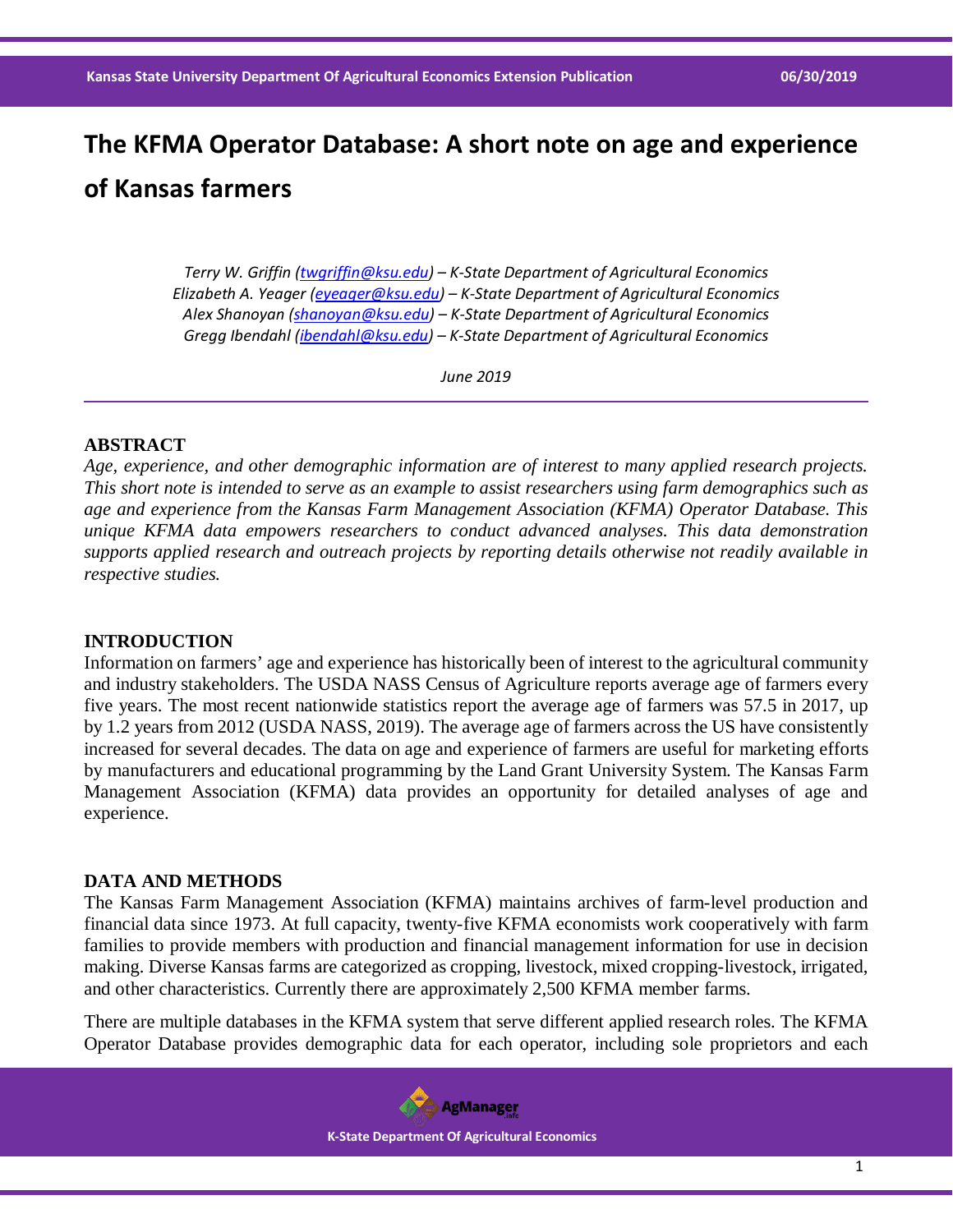# The KFMA Operator Database: A short note on age and experience of Kansas farmers

*Terry W. Griffin (twgriffin@ksu.edu) – K-State Department of Agricultural Economics*
*Elizabeth A. Yeager (eyeager@ksu.edu) – K-State Department of Agricultural Economics*
*Alex Shanoyan (shanoyan@ksu.edu) – K-State Department of Agricultural Economics*
*Gregg Ibendahl (ibendahl@ksu.edu) – K-State Department of Agricultural Economics*

*June 2019*

## ABSTRACT

*Age, experience, and other demographic information are of interest to many applied research projects. This short note is intended to serve as an example to assist researchers using farm demographics such as age and experience from the Kansas Farm Management Association (KFMA) Operator Database. This unique KFMA data empowers researchers to conduct advanced analyses. This data demonstration supports applied research and outreach projects by reporting details otherwise not readily available in respective studies.*

## INTRODUCTION

Information on farmers' age and experience has historically been of interest to the agricultural community and industry stakeholders. The USDA NASS Census of Agriculture reports average age of farmers every five years. The most recent nationwide statistics report the average age of farmers was 57.5 in 2017, up by 1.2 years from 2012 (USDA NASS, 2019). The average age of farmers across the US have consistently increased for several decades. The data on age and experience of farmers are useful for marketing efforts by manufacturers and educational programming by the Land Grant University System. The Kansas Farm Management Association (KFMA) data provides an opportunity for detailed analyses of age and experience.

## DATA AND METHODS

The Kansas Farm Management Association (KFMA) maintains archives of farm-level production and financial data since 1973. At full capacity, twenty-five KFMA economists work cooperatively with farm families to provide members with production and financial management information for use in decision making. Diverse Kansas farms are categorized as cropping, livestock, mixed cropping-livestock, irrigated, and other characteristics. Currently there are approximately 2,500 KFMA member farms.

There are multiple databases in the KFMA system that serve different applied research roles. The KFMA Operator Database provides demographic data for each operator, including sole proprietors and each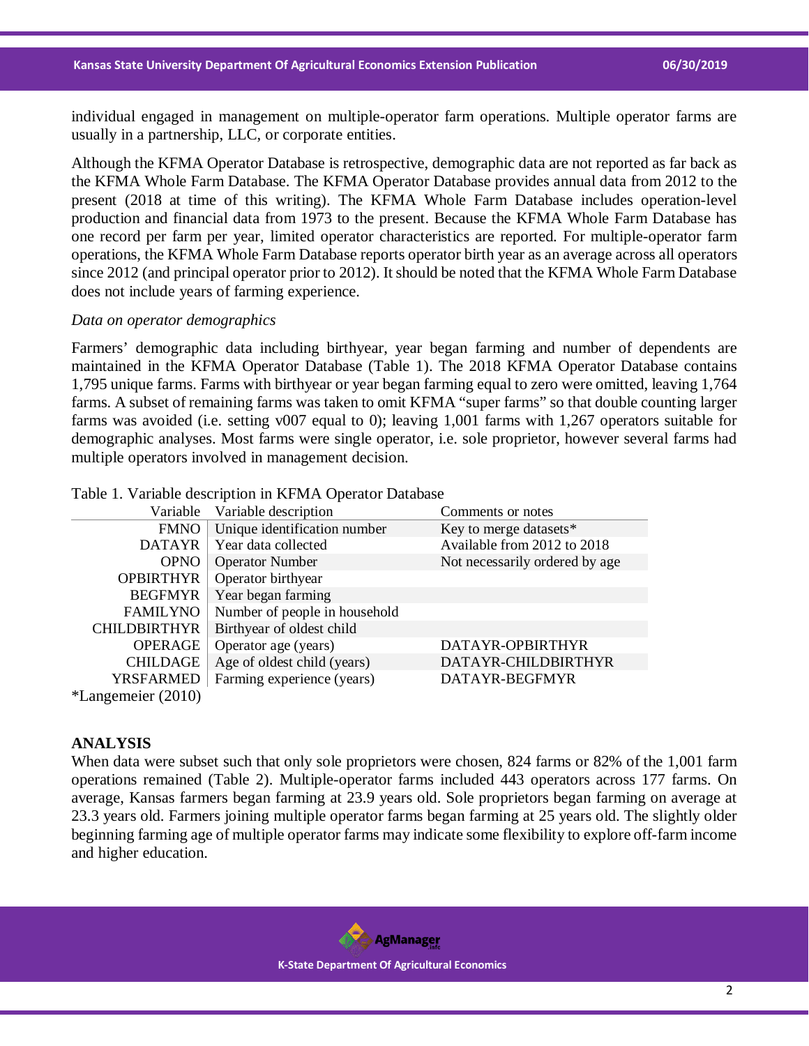individual engaged in management on multiple-operator farm operations. Multiple operator farms are usually in a partnership, LLC, or corporate entities.

Although the KFMA Operator Database is retrospective, demographic data are not reported as far back as the KFMA Whole Farm Database. The KFMA Operator Database provides annual data from 2012 to the present (2018 at time of this writing). The KFMA Whole Farm Database includes operation-level production and financial data from 1973 to the present. Because the KFMA Whole Farm Database has one record per farm per year, limited operator characteristics are reported. For multiple-operator farm operations, the KFMA Whole Farm Database reports operator birth year as an average across all operators since 2012 (and principal operator prior to 2012). It should be noted that the KFMA Whole Farm Database does not include years of farming experience.

*Data on operator demographics*

Farmers' demographic data including birthyear, year began farming and number of dependents are maintained in the KFMA Operator Database (Table 1). The 2018 KFMA Operator Database contains 1,795 unique farms. Farms with birthyear or year began farming equal to zero were omitted, leaving 1,764 farms. A subset of remaining farms was taken to omit KFMA "super farms" so that double counting larger farms was avoided (i.e. setting v007 equal to 0); leaving 1,001 farms with 1,267 operators suitable for demographic analyses. Most farms were single operator, i.e. sole proprietor, however several farms had multiple operators involved in management decision.

Table 1. Variable description in KFMA Operator Database

| Variable | Variable description | Comments or notes |
|---|---|---|
| FMNO | Unique identification number | Key to merge datasets* |
| DATAYR | Year data collected | Available from 2012 to 2018 |
| OPNO | Operator Number | Not necessarily ordered by age |
| OPBIRTHYR | Operator birthyear | |
| BEGFMYR | Year began farming | |
| FAMILYNO | Number of people in household | |
| CHILDBIRTHYR | Birthyear of oldest child | |
| OPERAGE | Operator age (years) | DATAYR-OPBIRTHYR |
| CHILDAGE | Age of oldest child (years) | DATAYR-CHILDBIRTHYR |
| YRSFARMED | Farming experience (years) | DATAYR-BEGFMYR |

*Langemeier (2010)

## ANALYSIS

When data were subset such that only sole proprietors were chosen, 824 farms or 82% of the 1,001 farm operations remained (Table 2). Multiple-operator farms included 443 operators across 177 farms. On average, Kansas farmers began farming at 23.9 years old. Sole proprietors began farming on average at 23.3 years old. Farmers joining multiple operator farms began farming at 25 years old. The slightly older beginning farming age of multiple operator farms may indicate some flexibility to explore off-farm income and higher education.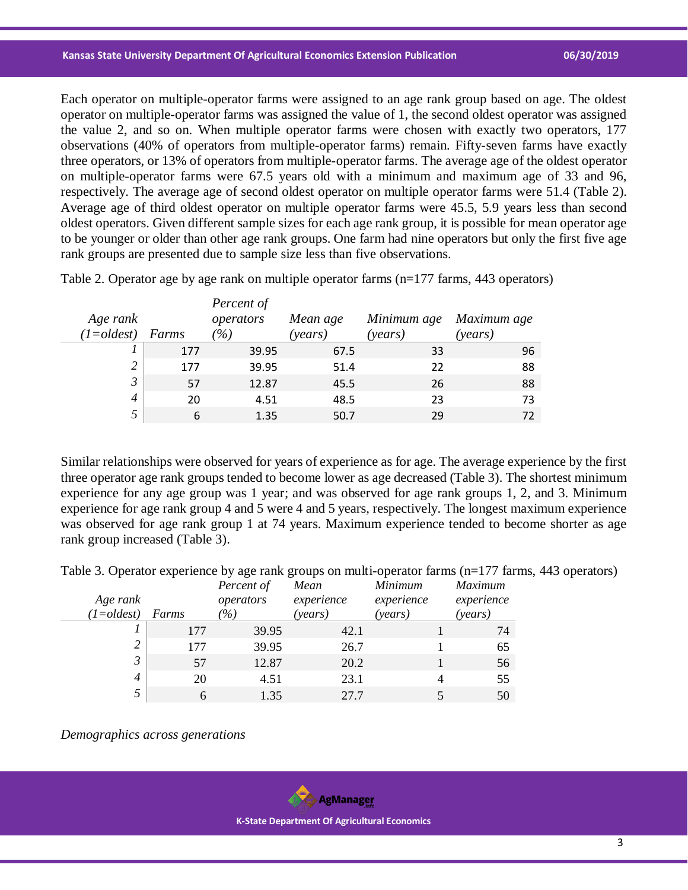Each operator on multiple-operator farms were assigned to an age rank group based on age. The oldest operator on multiple-operator farms was assigned the value of 1, the second oldest operator was assigned the value 2, and so on. When multiple operator farms were chosen with exactly two operators, 177 observations (40% of operators from multiple-operator farms) remain. Fifty-seven farms have exactly three operators, or 13% of operators from multiple-operator farms. The average age of the oldest operator on multiple-operator farms were 67.5 years old with a minimum and maximum age of 33 and 96, respectively. The average age of second oldest operator on multiple operator farms were 51.4 (Table 2). Average age of third oldest operator on multiple operator farms were 45.5, 5.9 years less than second oldest operators. Given different sample sizes for each age rank group, it is possible for mean operator age to be younger or older than other age rank groups. One farm had nine operators but only the first five age rank groups are presented due to sample size less than five observations.

Table 2. Operator age by age rank on multiple operator farms (n=177 farms, 443 operators)

| *Age rank (1=oldest)* | *Farms* | *Percent of operators (%)* | *Mean age (years)* | *Minimum age (years)* | *Maximum age (years)* |
|---|---|---|---|---|---|
| *1* | 177 | 39.95 | 67.5 | 33 | 96 |
| *2* | 177 | 39.95 | 51.4 | 22 | 88 |
| *3* | 57 | 12.87 | 45.5 | 26 | 88 |
| *4* | 20 | 4.51 | 48.5 | 23 | 73 |
| *5* | 6 | 1.35 | 50.7 | 29 | 72 |

Similar relationships were observed for years of experience as for age. The average experience by the first three operator age rank groups tended to become lower as age decreased (Table 3). The shortest minimum experience for any age group was 1 year; and was observed for age rank groups 1, 2, and 3. Minimum experience for age rank group 4 and 5 were 4 and 5 years, respectively. The longest maximum experience was observed for age rank group 1 at 74 years. Maximum experience tended to become shorter as age rank group increased (Table 3).

Table 3. Operator experience by age rank groups on multi-operator farms (n=177 farms, 443 operators)

| *Age rank (1=oldest)* | *Farms* | *Percent of operators (%)* | *Mean experience (years)* | *Minimum experience (years)* | *Maximum experience (years)* |
|---|---|---|---|---|---|
| *1* | 177 | 39.95 | 42.1 | 1 | 74 |
| *2* | 177 | 39.95 | 26.7 | 1 | 65 |
| *3* | 57 | 12.87 | 20.2 | 1 | 56 |
| *4* | 20 | 4.51 | 23.1 | 4 | 55 |
| *5* | 6 | 1.35 | 27.7 | 5 | 50 |

*Demographics across generations*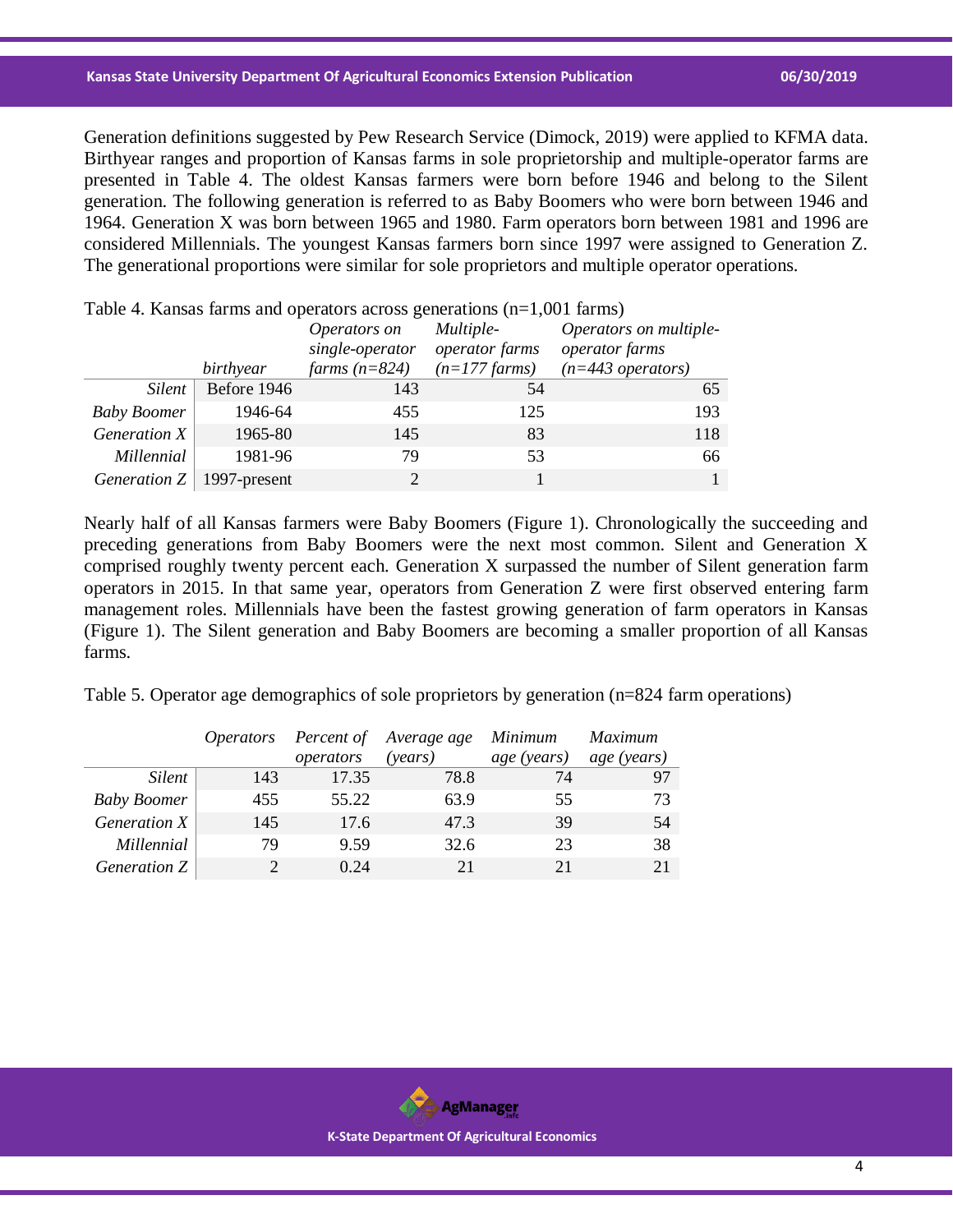Generation definitions suggested by Pew Research Service (Dimock, 2019) were applied to KFMA data. Birthyear ranges and proportion of Kansas farms in sole proprietorship and multiple-operator farms are presented in Table 4. The oldest Kansas farmers were born before 1946 and belong to the Silent generation. The following generation is referred to as Baby Boomers who were born between 1946 and 1964. Generation X was born between 1965 and 1980. Farm operators born between 1981 and 1996 are considered Millennials. The youngest Kansas farmers born since 1997 were assigned to Generation Z. The generational proportions were similar for sole proprietors and multiple operator operations.

Table 4. Kansas farms and operators across generations (n=1,001 farms)

| | *birthyear* | *Operators on single-operator farms (n=824)* | *Multiple-operator farms (n=177 farms)* | *Operators on multiple-operator farms (n=443 operators)* |
|---|---|---|---|---|
| *Silent* | Before 1946 | 143 | 54 | 65 |
| *Baby Boomer* | 1946-64 | 455 | 125 | 193 |
| *Generation X* | 1965-80 | 145 | 83 | 118 |
| *Millennial* | 1981-96 | 79 | 53 | 66 |
| *Generation Z* | 1997-present | 2 | 1 | 1 |

Nearly half of all Kansas farmers were Baby Boomers (Figure 1). Chronologically the succeeding and preceding generations from Baby Boomers were the next most common. Silent and Generation X comprised roughly twenty percent each. Generation X surpassed the number of Silent generation farm operators in 2015. In that same year, operators from Generation Z were first observed entering farm management roles. Millennials have been the fastest growing generation of farm operators in Kansas (Figure 1). The Silent generation and Baby Boomers are becoming a smaller proportion of all Kansas farms.

Table 5. Operator age demographics of sole proprietors by generation (n=824 farm operations)

| | *Operators* | *Percent of operators* | *Average age (years)* | *Minimum age (years)* | *Maximum age (years)* |
|---|---|---|---|---|---|
| *Silent* | 143 | 17.35 | 78.8 | 74 | 97 |
| *Baby Boomer* | 455 | 55.22 | 63.9 | 55 | 73 |
| *Generation X* | 145 | 17.6 | 47.3 | 39 | 54 |
| *Millennial* | 79 | 9.59 | 32.6 | 23 | 38 |
| *Generation Z* | 2 | 0.24 | 21 | 21 | 21 |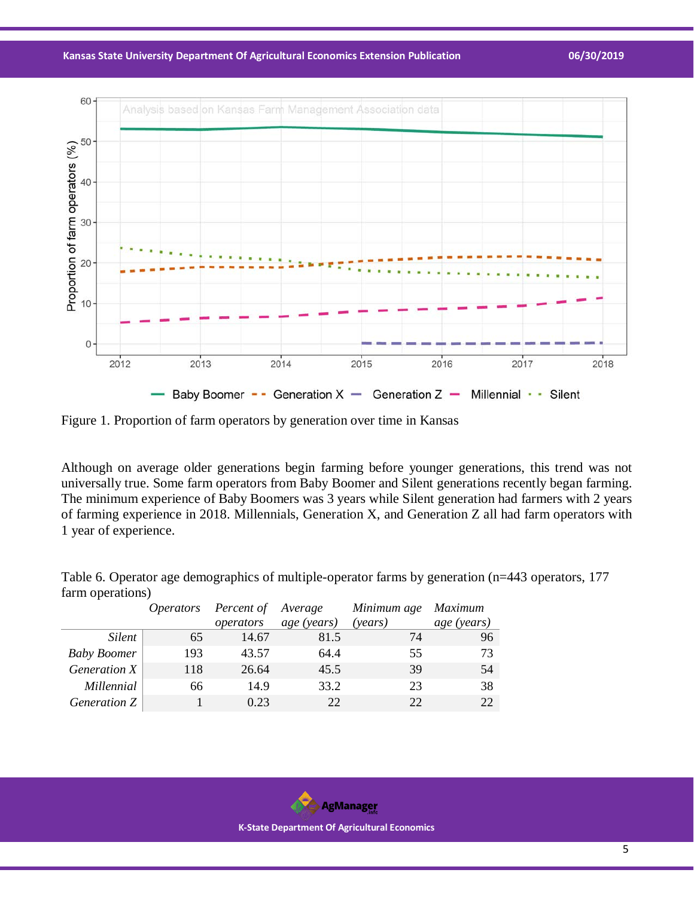Figure 1. Proportion of farm operators by generation over time in Kansas

Although on average older generations begin farming before younger generations, this trend was not universally true. Some farm operators from Baby Boomer and Silent generations recently began farming. The minimum experience of Baby Boomers was 3 years while Silent generation had farmers with 2 years of farming experience in 2018. Millennials, Generation X, and Generation Z all had farm operators with 1 year of experience.

Table 6. Operator age demographics of multiple-operator farms by generation (n=443 operators, 177 farm operations)

| | *Operators* | *Percent of operators* | *Average age (years)* | *Minimum age (years)* | *Maximum age (years)* |
|---|---|---|---|---|---|
| *Silent* | 65 | 14.67 | 81.5 | 74 | 96 |
| *Baby Boomer* | 193 | 43.57 | 64.4 | 55 | 73 |
| *Generation X* | 118 | 26.64 | 45.5 | 39 | 54 |
| *Millennial* | 66 | 14.9 | 33.2 | 23 | 38 |
| *Generation Z* | 1 | 0.23 | 22 | 22 | 22 |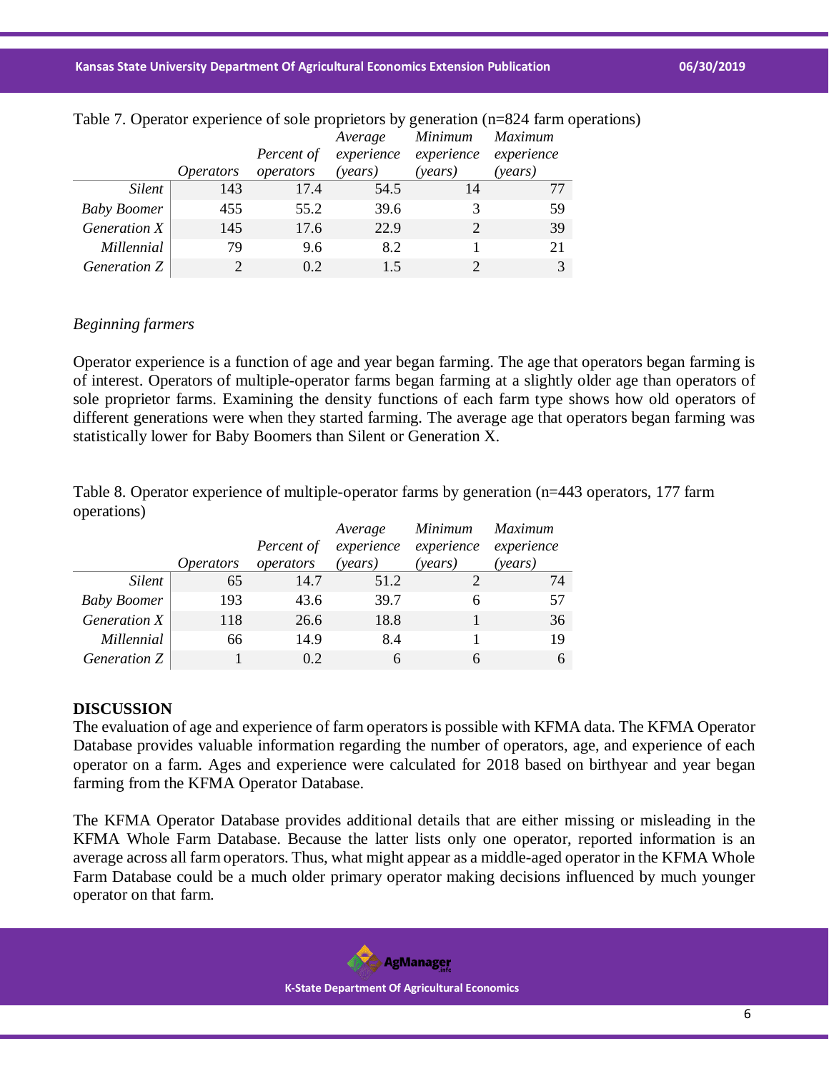Table 7. Operator experience of sole proprietors by generation (n=824 farm operations)

| | *Operators* | *Percent of operators* | *Average experience (years)* | *Minimum experience (years)* | *Maximum experience (years)* |
|---|---|---|---|---|---|
| *Silent* | 143 | 17.4 | 54.5 | 14 | 77 |
| *Baby Boomer* | 455 | 55.2 | 39.6 | 3 | 59 |
| *Generation X* | 145 | 17.6 | 22.9 | 2 | 39 |
| *Millennial* | 79 | 9.6 | 8.2 | 1 | 21 |
| *Generation Z* | 2 | 0.2 | 1.5 | 2 | 3 |

*Beginning farmers*

Operator experience is a function of age and year began farming. The age that operators began farming is of interest. Operators of multiple-operator farms began farming at a slightly older age than operators of sole proprietor farms. Examining the density functions of each farm type shows how old operators of different generations were when they started farming. The average age that operators began farming was statistically lower for Baby Boomers than Silent or Generation X.

Table 8. Operator experience of multiple-operator farms by generation (n=443 operators, 177 farm operations)

| | *Operators* | *Percent of operators* | *Average experience (years)* | *Minimum experience (years)* | *Maximum experience (years)* |
|---|---|---|---|---|---|
| *Silent* | 65 | 14.7 | 51.2 | 2 | 74 |
| *Baby Boomer* | 193 | 43.6 | 39.7 | 6 | 57 |
| *Generation X* | 118 | 26.6 | 18.8 | 1 | 36 |
| *Millennial* | 66 | 14.9 | 8.4 | 1 | 19 |
| *Generation Z* | 1 | 0.2 | 6 | 6 | 6 |

**DISCUSSION**

The evaluation of age and experience of farm operators is possible with KFMA data. The KFMA Operator Database provides valuable information regarding the number of operators, age, and experience of each operator on a farm. Ages and experience were calculated for 2018 based on birthyear and year began farming from the KFMA Operator Database.

The KFMA Operator Database provides additional details that are either missing or misleading in the KFMA Whole Farm Database. Because the latter lists only one operator, reported information is an average across all farm operators. Thus, what might appear as a middle-aged operator in the KFMA Whole Farm Database could be a much older primary operator making decisions influenced by much younger operator on that farm.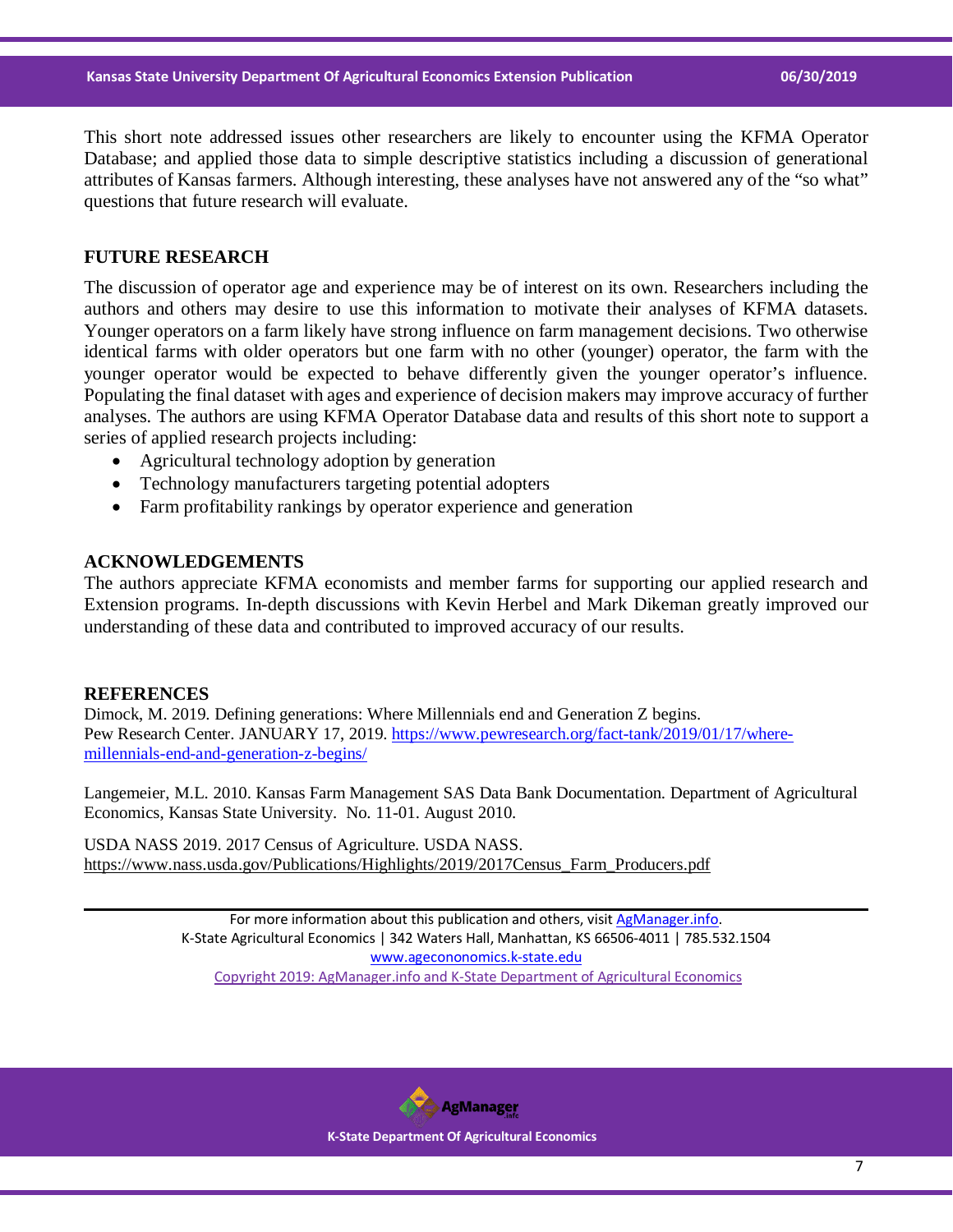This short note addressed issues other researchers are likely to encounter using the KFMA Operator Database; and applied those data to simple descriptive statistics including a discussion of generational attributes of Kansas farmers. Although interesting, these analyses have not answered any of the "so what" questions that future research will evaluate.

## FUTURE RESEARCH

The discussion of operator age and experience may be of interest on its own. Researchers including the authors and others may desire to use this information to motivate their analyses of KFMA datasets. Younger operators on a farm likely have strong influence on farm management decisions. Two otherwise identical farms with older operators but one farm with no other (younger) operator, the farm with the younger operator would be expected to behave differently given the younger operator's influence. Populating the final dataset with ages and experience of decision makers may improve accuracy of further analyses. The authors are using KFMA Operator Database data and results of this short note to support a series of applied research projects including:

- Agricultural technology adoption by generation
- Technology manufacturers targeting potential adopters
- Farm profitability rankings by operator experience and generation

## ACKNOWLEDGEMENTS

The authors appreciate KFMA economists and member farms for supporting our applied research and Extension programs. In-depth discussions with Kevin Herbel and Mark Dikeman greatly improved our understanding of these data and contributed to improved accuracy of our results.

## REFERENCES

Dimock, M. 2019. Defining generations: Where Millennials end and Generation Z begins. Pew Research Center. JANUARY 17, 2019. https://www.pewresearch.org/fact-tank/2019/01/17/where-millennials-end-and-generation-z-begins/

Langemeier, M.L. 2010. Kansas Farm Management SAS Data Bank Documentation. Department of Agricultural Economics, Kansas State University. No. 11-01. August 2010.

USDA NASS 2019. 2017 Census of Agriculture. USDA NASS. https://www.nass.usda.gov/Publications/Highlights/2019/2017Census_Farm_Producers.pdf

For more information about this publication and others, visit AgManager.info.
K-State Agricultural Economics | 342 Waters Hall, Manhattan, KS 66506-4011 | 785.532.1504
www.ageconomics.k-state.edu
Copyright 2019: AgManager.info and K-State Department of Agricultural Economics